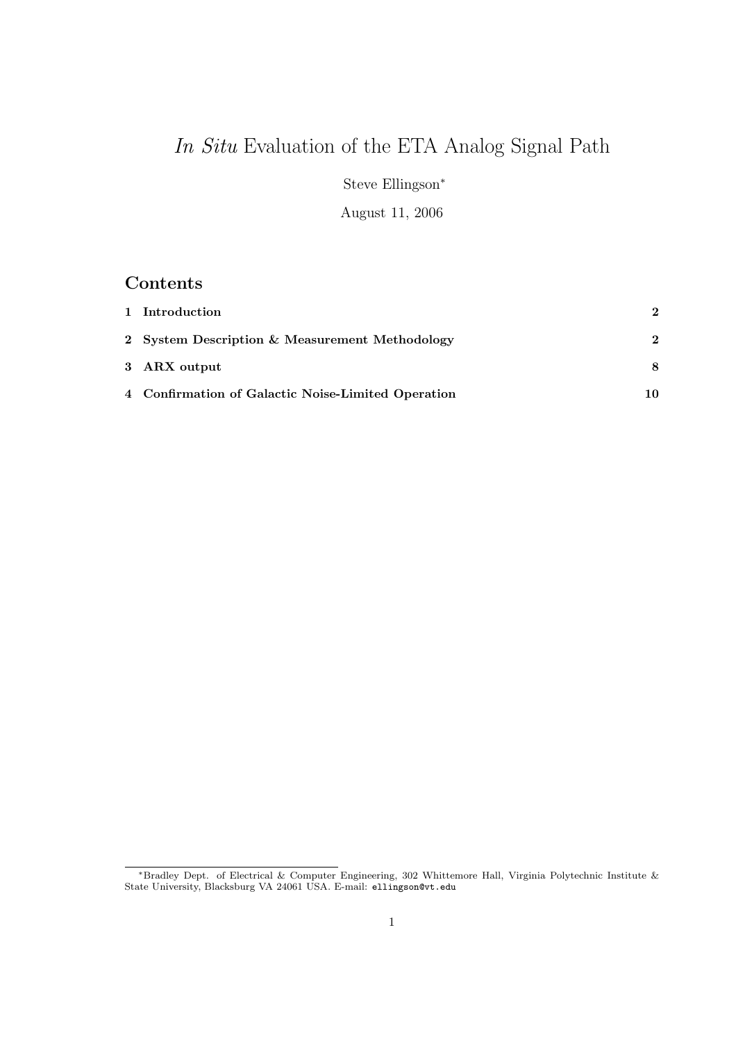# *In Situ* Evaluation of the ETA Analog Signal Path

Steve Ellingson*

August 11, 2006

## Contents

| | |
|---|---|
| **1 Introduction** | **2** |
| **2 System Description & Measurement Methodology** | **2** |
| **3 ARX output** | **8** |
| **4 Confirmation of Galactic Noise-Limited Operation** | **10** |

*Bradley Dept. of Electrical & Computer Engineering, 302 Whittemore Hall, Virginia Polytechnic Institute & State University, Blacksburg VA 24061 USA. E-mail: ellingson@vt.edu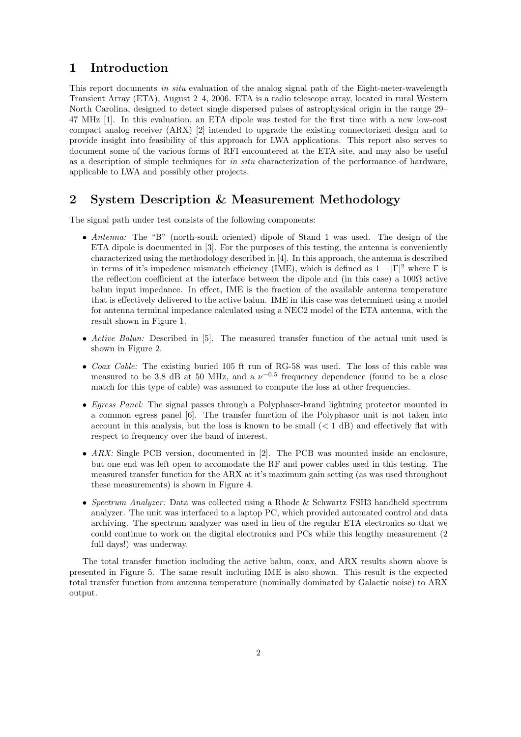# 1 Introduction

This report documents *in situ* evaluation of the analog signal path of the Eight-meter-wavelength Transient Array (ETA), August 2–4, 2006. ETA is a radio telescope array, located in rural Western North Carolina, designed to detect single dispersed pulses of astrophysical origin in the range 29–47 MHz [1]. In this evaluation, an ETA dipole was tested for the first time with a new low-cost compact analog receiver (ARX) [2] intended to upgrade the existing connectorized design and to provide insight into feasibility of this approach for LWA applications. This report also serves to document some of the various forms of RFI encountered at the ETA site, and may also be useful as a description of simple techniques for *in situ* characterization of the performance of hardware, applicable to LWA and possibly other projects.

# 2 System Description & Measurement Methodology

The signal path under test consists of the following components:

- *Antenna:* The "B" (north-south oriented) dipole of Stand 1 was used. The design of the ETA dipole is documented in [3]. For the purposes of this testing, the antenna is conveniently characterized using the methodology described in [4]. In this approach, the antenna is described in terms of it's impedence mismatch efficiency (IME), which is defined as $1 - |\Gamma|^2$ where $\Gamma$ is the reflection coefficient at the interface between the dipole and (in this case) a 100Ω active balun input impedance. In effect, IME is the fraction of the available antenna temperature that is effectively delivered to the active balun. IME in this case was determined using a model for antenna terminal impedance calculated using a NEC2 model of the ETA antenna, with the result shown in Figure 1.
- *Active Balun:* Described in [5]. The measured transfer function of the actual unit used is shown in Figure 2.
- *Coax Cable:* The existing buried 105 ft run of RG-58 was used. The loss of this cable was measured to be 3.8 dB at 50 MHz, and a $\nu^{-0.5}$ frequency dependence (found to be a close match for this type of cable) was assumed to compute the loss at other frequencies.
- *Egress Panel:* The signal passes through a Polyphaser-brand lightning protector mounted in a common egress panel [6]. The transfer function of the Polyphasor unit is not taken into account in this analysis, but the loss is known to be small (< 1 dB) and effectively flat with respect to frequency over the band of interest.
- *ARX:* Single PCB version, documented in [2]. The PCB was mounted inside an enclosure, but one end was left open to accomodate the RF and power cables used in this testing. The measured transfer function for the ARX at it's maximum gain setting (as was used throughout these measurements) is shown in Figure 4.
- *Spectrum Analyzer:* Data was collected using a Rhode & Schwartz FSH3 handheld spectrum analyzer. The unit was interfaced to a laptop PC, which provided automated control and data archiving. The spectrum analyzer was used in lieu of the regular ETA electronics so that we could continue to work on the digital electronics and PCs while this lengthy measurement (2 full days!) was underway.

The total transfer function including the active balun, coax, and ARX results shown above is presented in Figure 5. The same result including IME is also shown. This result is the expected total transfer function from antenna temperature (nominally dominated by Galactic noise) to ARX output.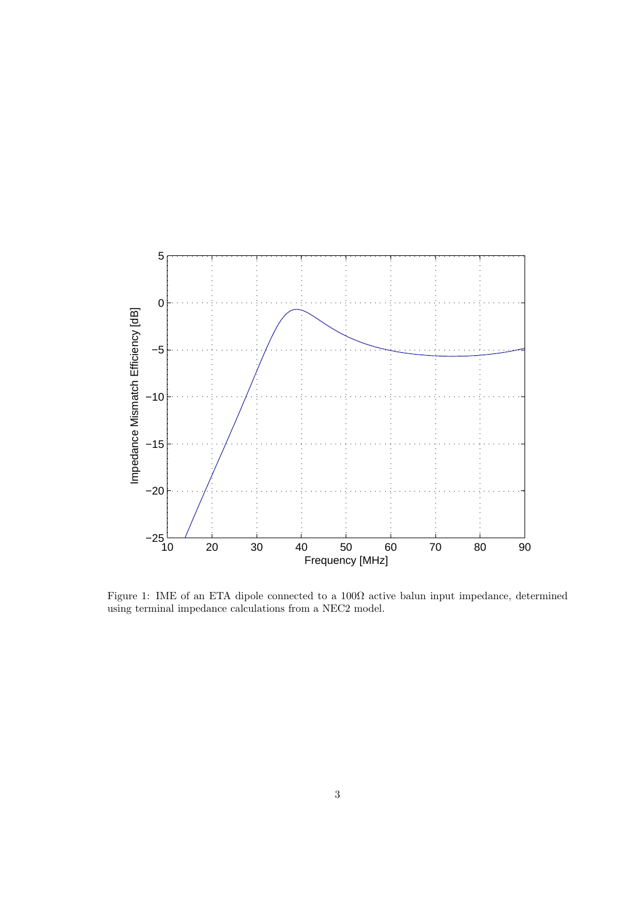Figure 1: IME of an ETA dipole connected to a 100Ω active balun input impedance, determined using terminal impedance calculations from a NEC2 model.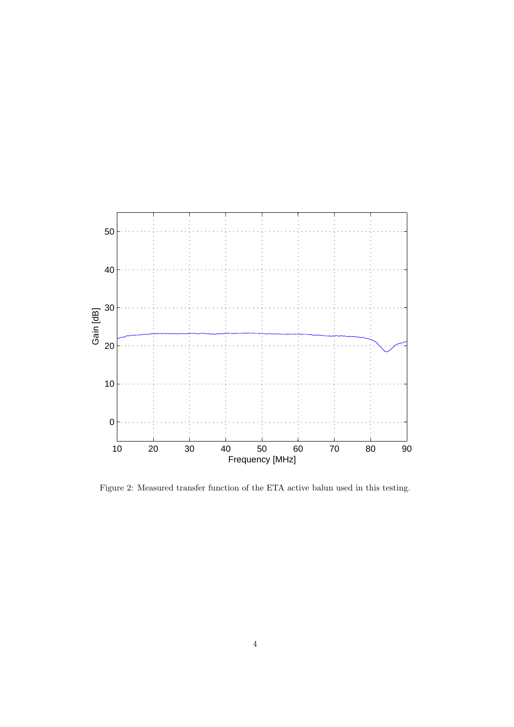Figure 2: Measured transfer function of the ETA active balun used in this testing.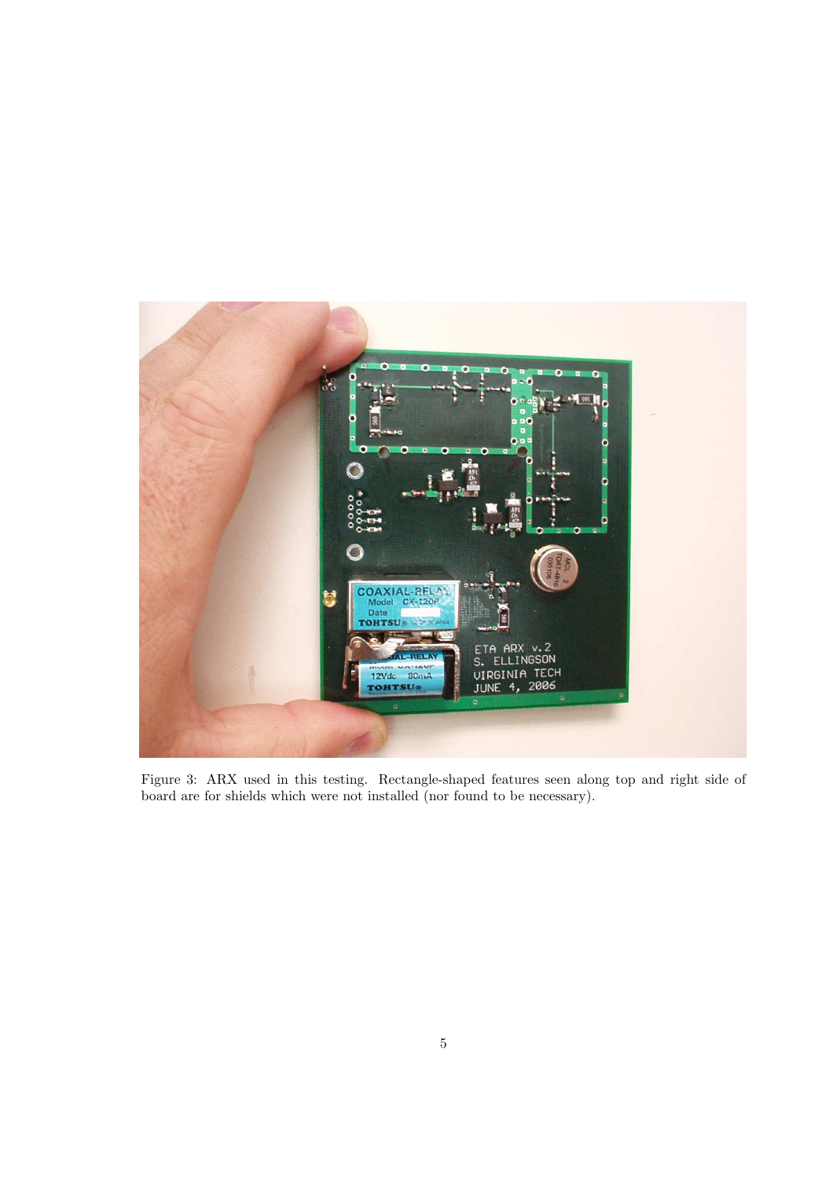Figure 3: ARX used in this testing. Rectangle-shaped features seen along top and right side of board are for shields which were not installed (nor found to be necessary).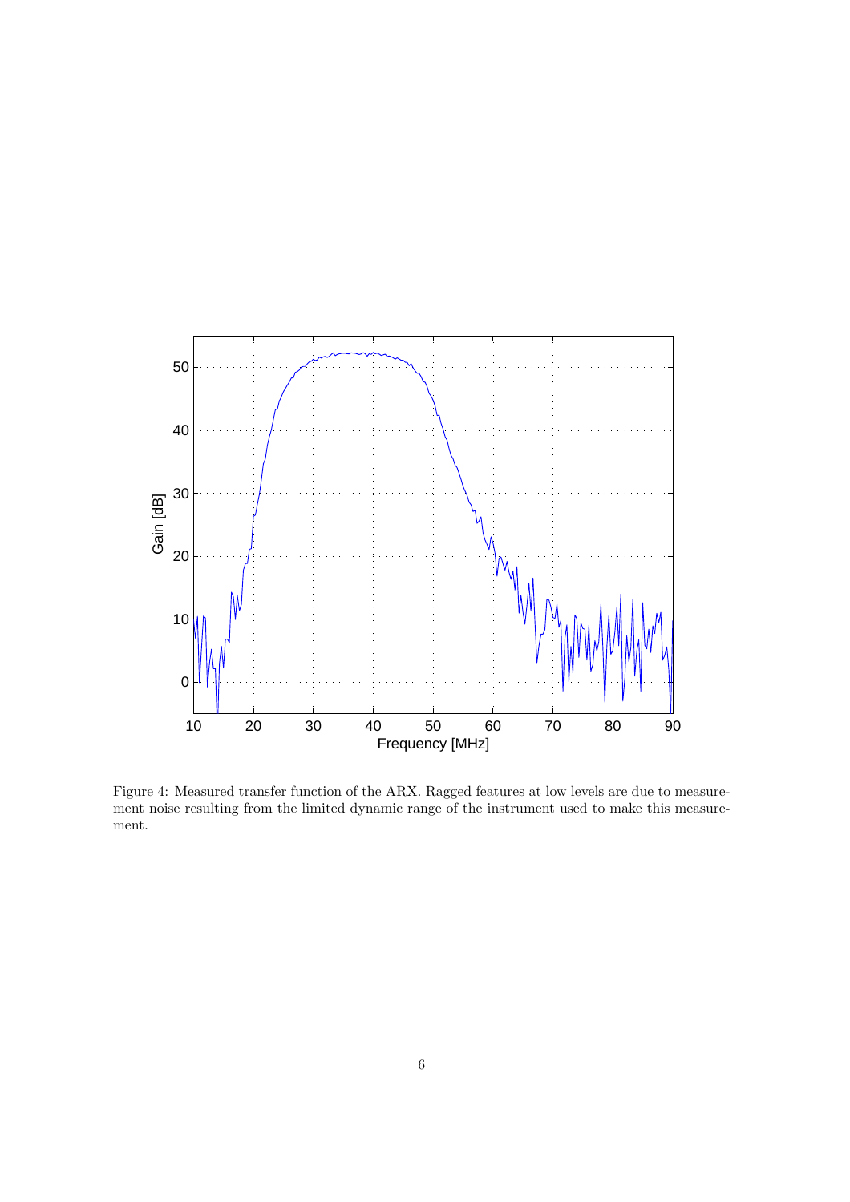Figure 4: Measured transfer function of the ARX. Ragged features at low levels are due to measurement noise resulting from the limited dynamic range of the instrument used to make this measurement.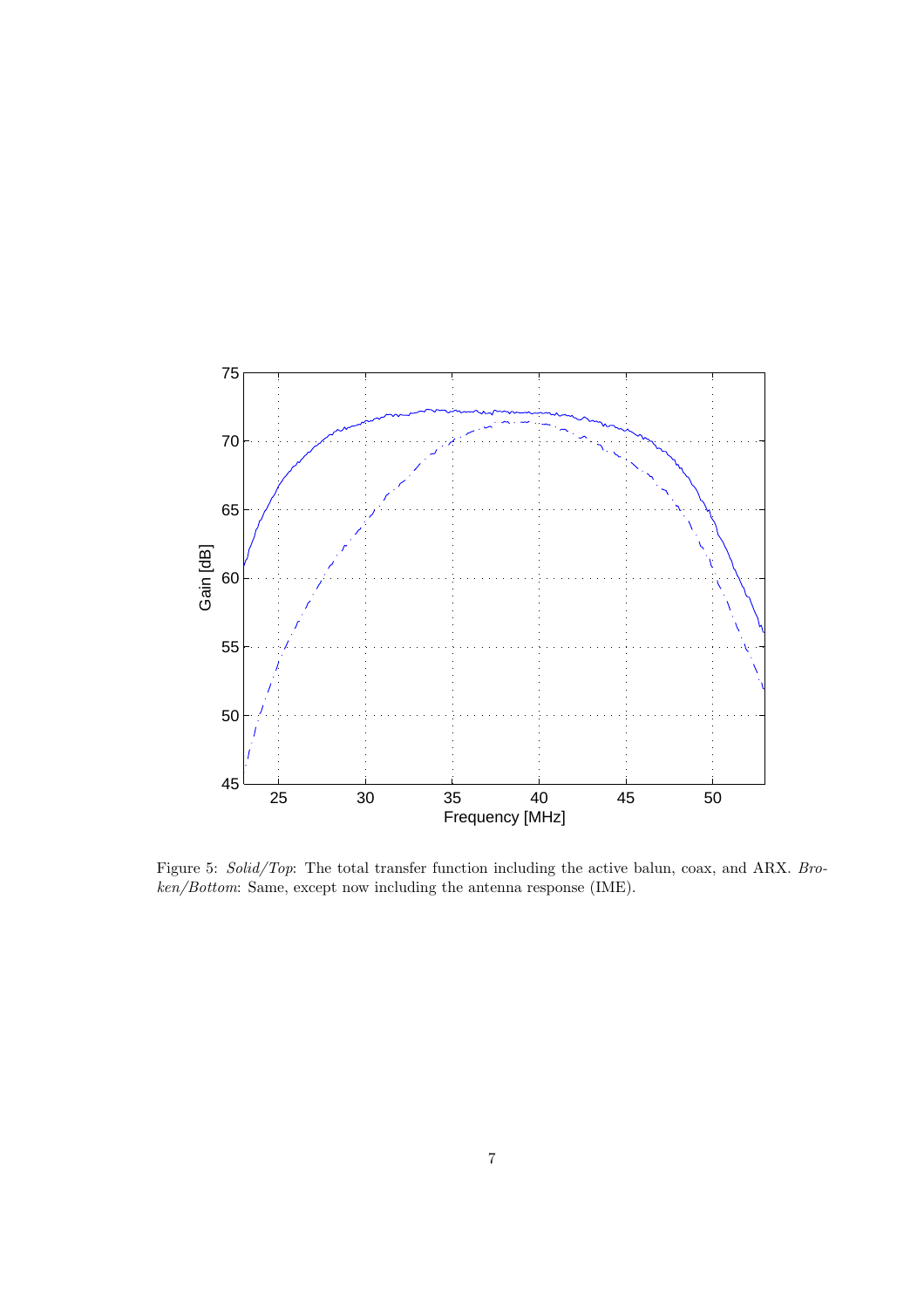Figure 5: *Solid/Top*: The total transfer function including the active balun, coax, and ARX. *Broken/Bottom*: Same, except now including the antenna response (IME).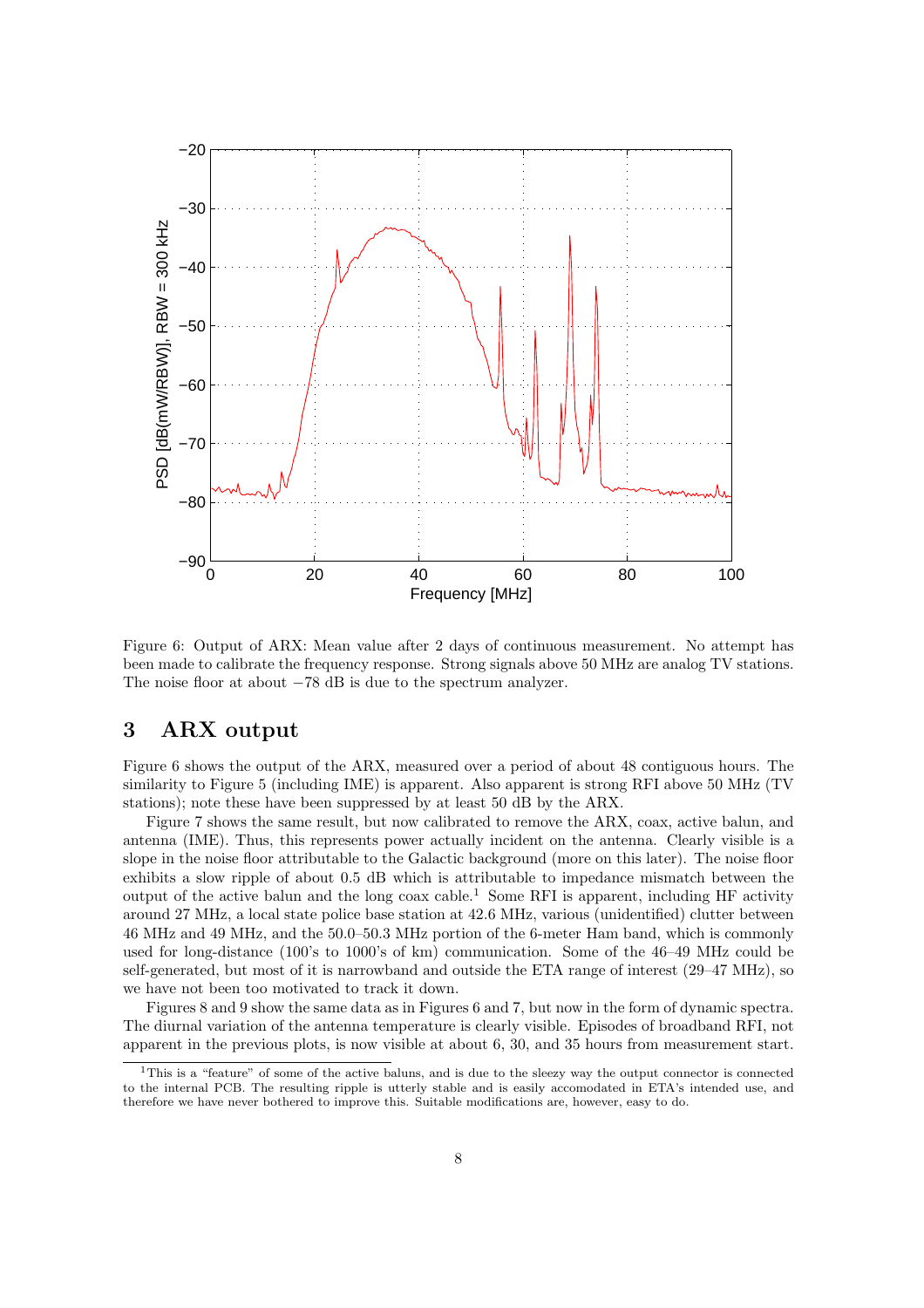Figure 6: Output of ARX: Mean value after 2 days of continuous measurement. No attempt has been made to calibrate the frequency response. Strong signals above 50 MHz are analog TV stations. The noise floor at about −78 dB is due to the spectrum analyzer.

## 3 ARX output

Figure 6 shows the output of the ARX, measured over a period of about 48 contiguous hours. The similarity to Figure 5 (including IME) is apparent. Also apparent is strong RFI above 50 MHz (TV stations); note these have been suppressed by at least 50 dB by the ARX.

Figure 7 shows the same result, but now calibrated to remove the ARX, coax, active balun, and antenna (IME). Thus, this represents power actually incident on the antenna. Clearly visible is a slope in the noise floor attributable to the Galactic background (more on this later). The noise floor exhibits a slow ripple of about 0.5 dB which is attributable to impedance mismatch between the output of the active balun and the long coax cable.[1] Some RFI is apparent, including HF activity around 27 MHz, a local state police base station at 42.6 MHz, various (unidentified) clutter between 46 MHz and 49 MHz, and the 50.0–50.3 MHz portion of the 6-meter Ham band, which is commonly used for long-distance (100's to 1000's of km) communication. Some of the 46–49 MHz could be self-generated, but most of it is narrowband and outside the ETA range of interest (29–47 MHz), so we have not been too motivated to track it down.

Figures 8 and 9 show the same data as in Figures 6 and 7, but now in the form of dynamic spectra. The diurnal variation of the antenna temperature is clearly visible. Episodes of broadband RFI, not apparent in the previous plots, is now visible at about 6, 30, and 35 hours from measurement start.

[1] This is a "feature" of some of the active baluns, and is due to the sleezy way the output connector is connected to the internal PCB. The resulting ripple is utterly stable and is easily accomodated in ETA's intended use, and therefore we have never bothered to improve this. Suitable modifications are, however, easy to do.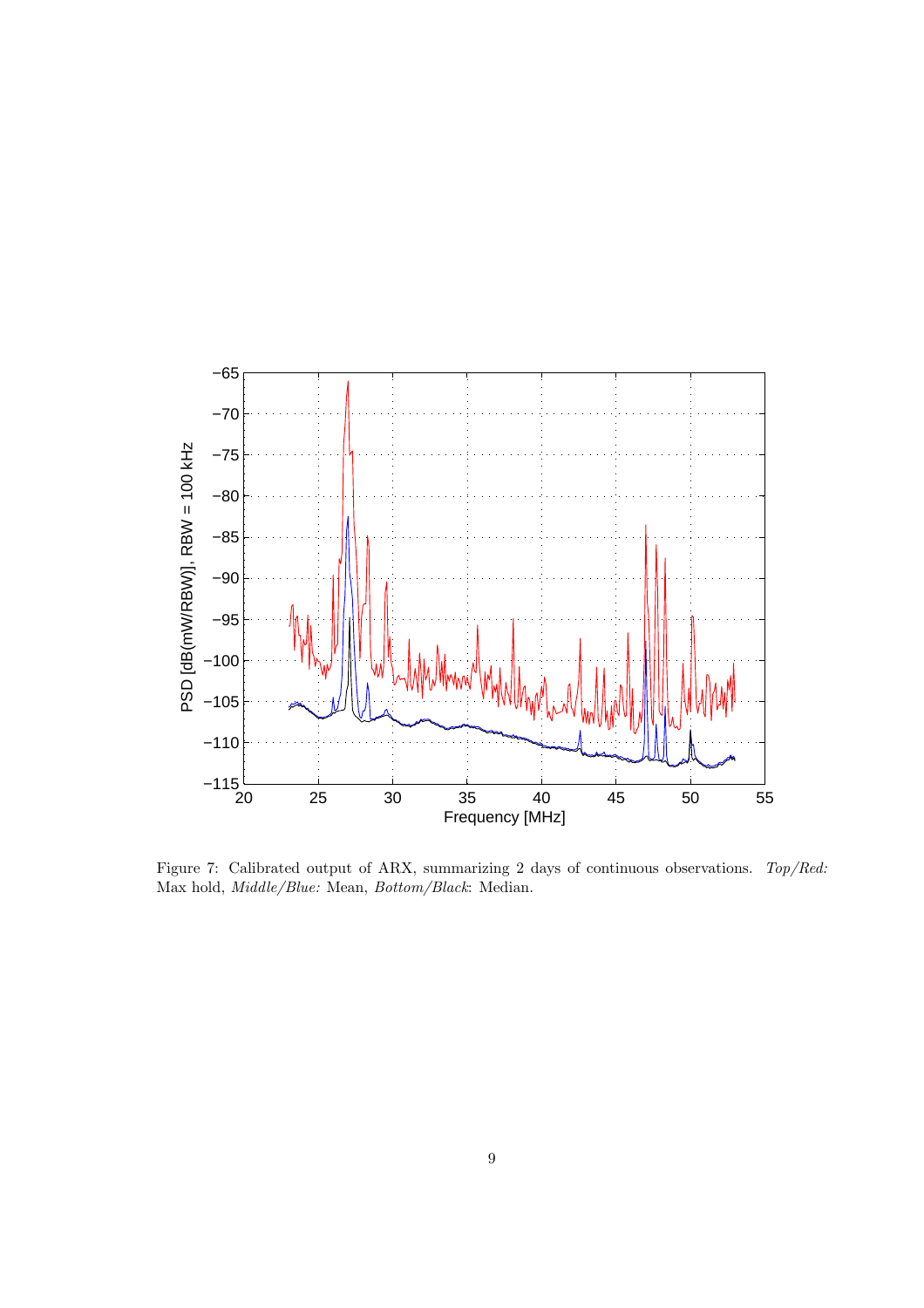Figure 7: Calibrated output of ARX, summarizing 2 days of continuous observations. *Top/Red:* Max hold, *Middle/Blue:* Mean, *Bottom/Black*: Median.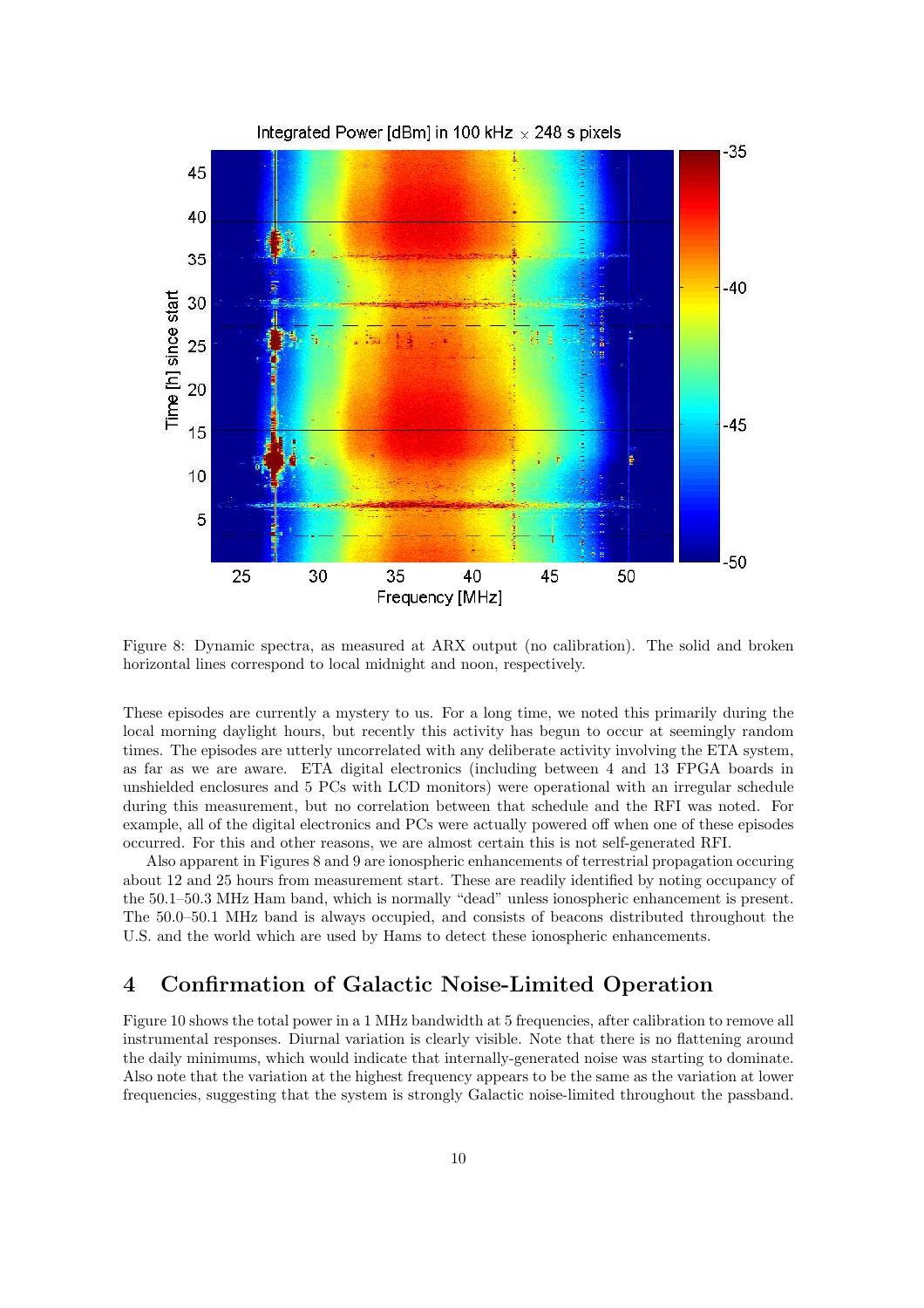Figure 8: Dynamic spectra, as measured at ARX output (no calibration). The solid and broken horizontal lines correspond to local midnight and noon, respectively.

These episodes are currently a mystery to us. For a long time, we noted this primarily during the local morning daylight hours, but recently this activity has begun to occur at seemingly random times. The episodes are utterly uncorrelated with any deliberate activity involving the ETA system, as far as we are aware. ETA digital electronics (including between 4 and 13 FPGA boards in unshielded enclosures and 5 PCs with LCD monitors) were operational with an irregular schedule during this measurement, but no correlation between that schedule and the RFI was noted. For example, all of the digital electronics and PCs were actually powered off when one of these episodes occurred. For this and other reasons, we are almost certain this is not self-generated RFI.

Also apparent in Figures 8 and 9 are ionospheric enhancements of terrestrial propagation occuring about 12 and 25 hours from measurement start. These are readily identified by noting occupancy of the 50.1–50.3 MHz Ham band, which is normally "dead" unless ionospheric enhancement is present. The 50.0–50.1 MHz band is always occupied, and consists of beacons distributed throughout the U.S. and the world which are used by Hams to detect these ionospheric enhancements.

## 4 Confirmation of Galactic Noise-Limited Operation

Figure 10 shows the total power in a 1 MHz bandwidth at 5 frequencies, after calibration to remove all instrumental responses. Diurnal variation is clearly visible. Note that there is no flattening around the daily minimums, which would indicate that internally-generated noise was starting to dominate. Also note that the variation at the highest frequency appears to be the same as the variation at lower frequencies, suggesting that the system is strongly Galactic noise-limited throughout the passband.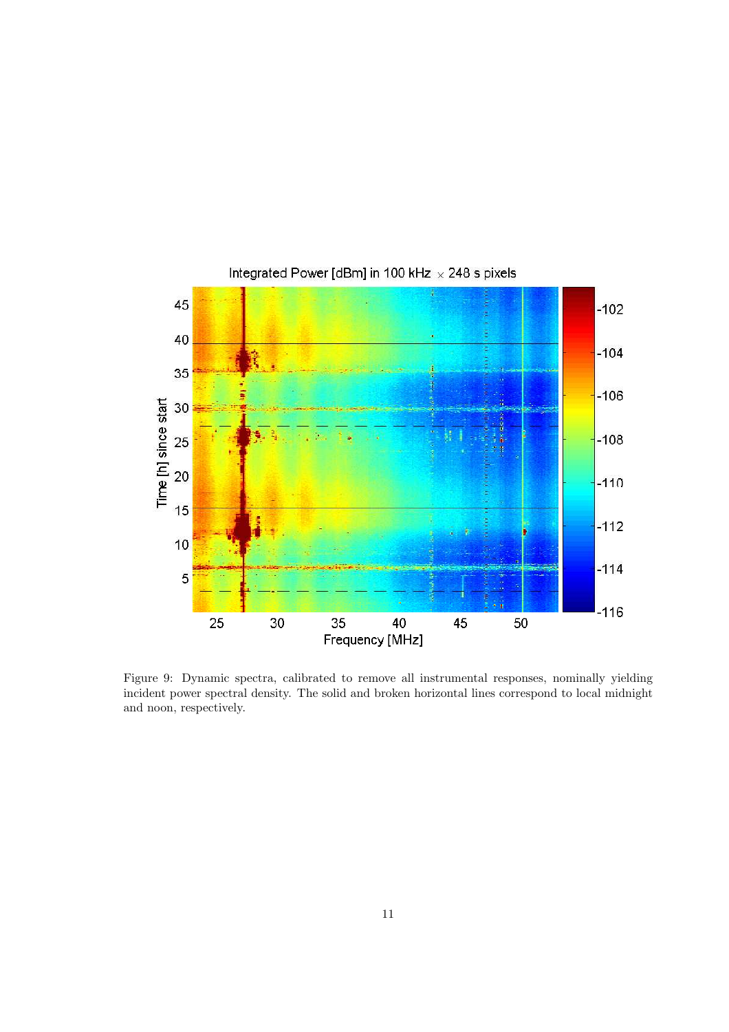Figure 9: Dynamic spectra, calibrated to remove all instrumental responses, nominally yielding incident power spectral density. The solid and broken horizontal lines correspond to local midnight and noon, respectively.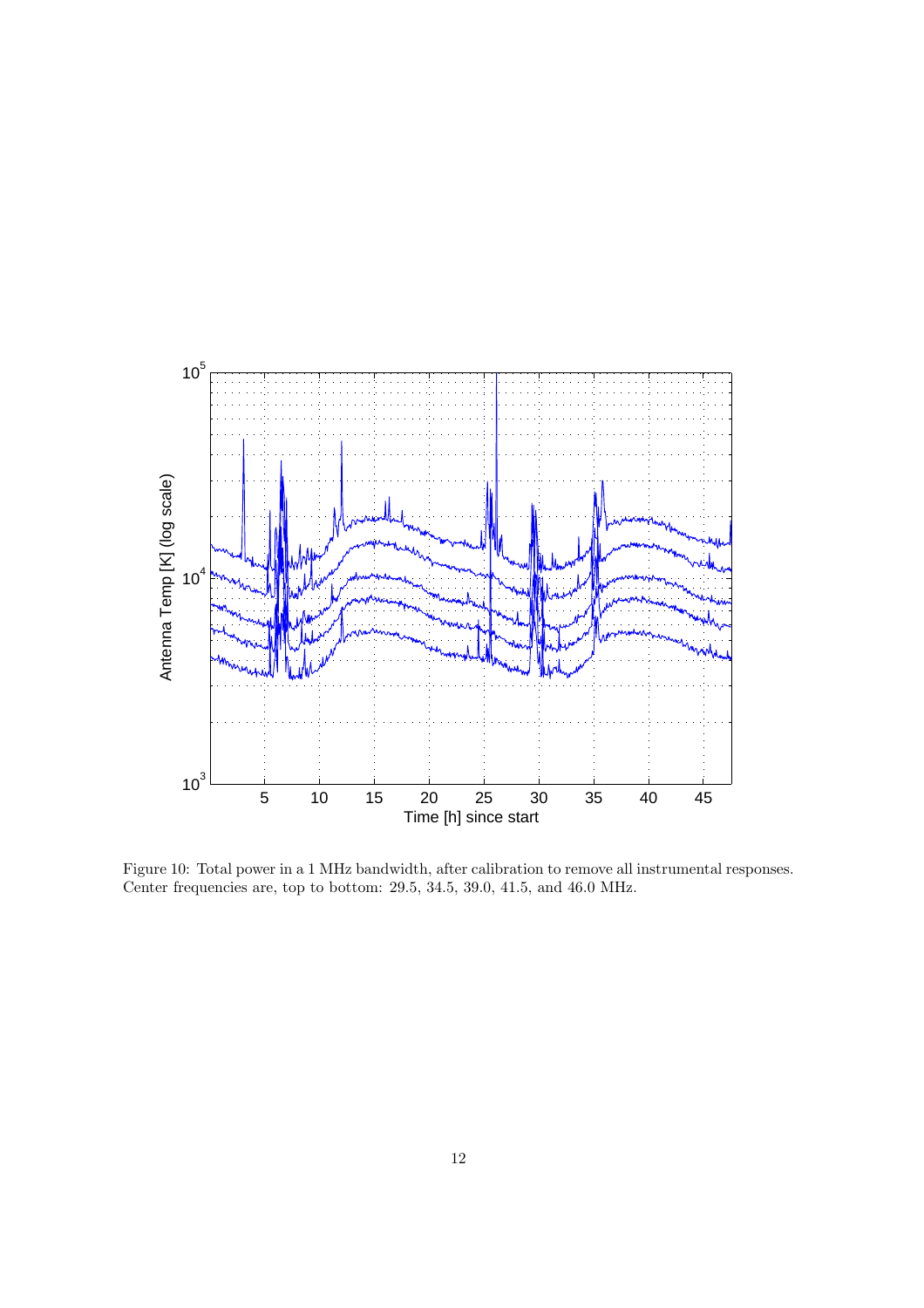Figure 10: Total power in a 1 MHz bandwidth, after calibration to remove all instrumental responses. Center frequencies are, top to bottom: 29.5, 34.5, 39.0, 41.5, and 46.0 MHz.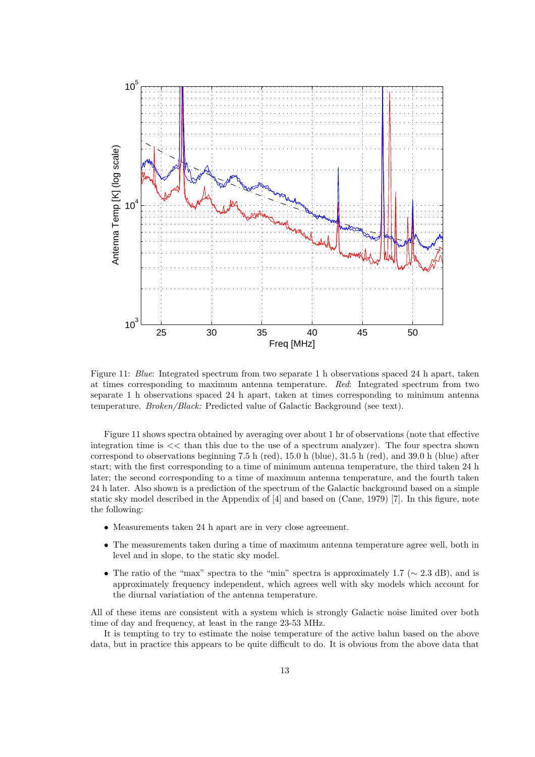Figure 11: *Blue*: Integrated spectrum from two separate 1 h observations spaced 24 h apart, taken at times corresponding to maximum antenna temperature. *Red*: Integrated spectrum from two separate 1 h observations spaced 24 h apart, taken at times corresponding to minimum antenna temperature. *Broken/Black:* Predicted value of Galactic Background (see text).

Figure 11 shows spectra obtained by averaging over about 1 hr of observations (note that effective integration time is $<<$ than this due to the use of a spectrum analyzer). The four spectra shown correspond to observations beginning 7.5 h (red), 15.0 h (blue), 31.5 h (red), and 39.0 h (blue) after start; with the first corresponding to a time of minimum antenna temperature, the third taken 24 h later; the second corresponding to a time of maximum antenna temperature, and the fourth taken 24 h later. Also shown is a prediction of the spectrum of the Galactic background based on a simple static sky model described in the Appendix of [4] and based on (Cane, 1979) [7]. In this figure, note the following:

- Measurements taken 24 h apart are in very close agreement.
- The measurements taken during a time of maximum antenna temperature agree well, both in level and in slope, to the static sky model.
- The ratio of the "max" spectra to the "min" spectra is approximately 1.7 ($\sim$ 2.3 dB), and is approximately frequency independent, which agrees well with sky models which account for the diurnal variatiation of the antenna temperature.

All of these items are consistent with a system which is strongly Galactic noise limited over both time of day and frequency, at least in the range 23-53 MHz.

It is tempting to try to estimate the noise temperature of the active balun based on the above data, but in practice this appears to be quite difficult to do. It is obvious from the above data that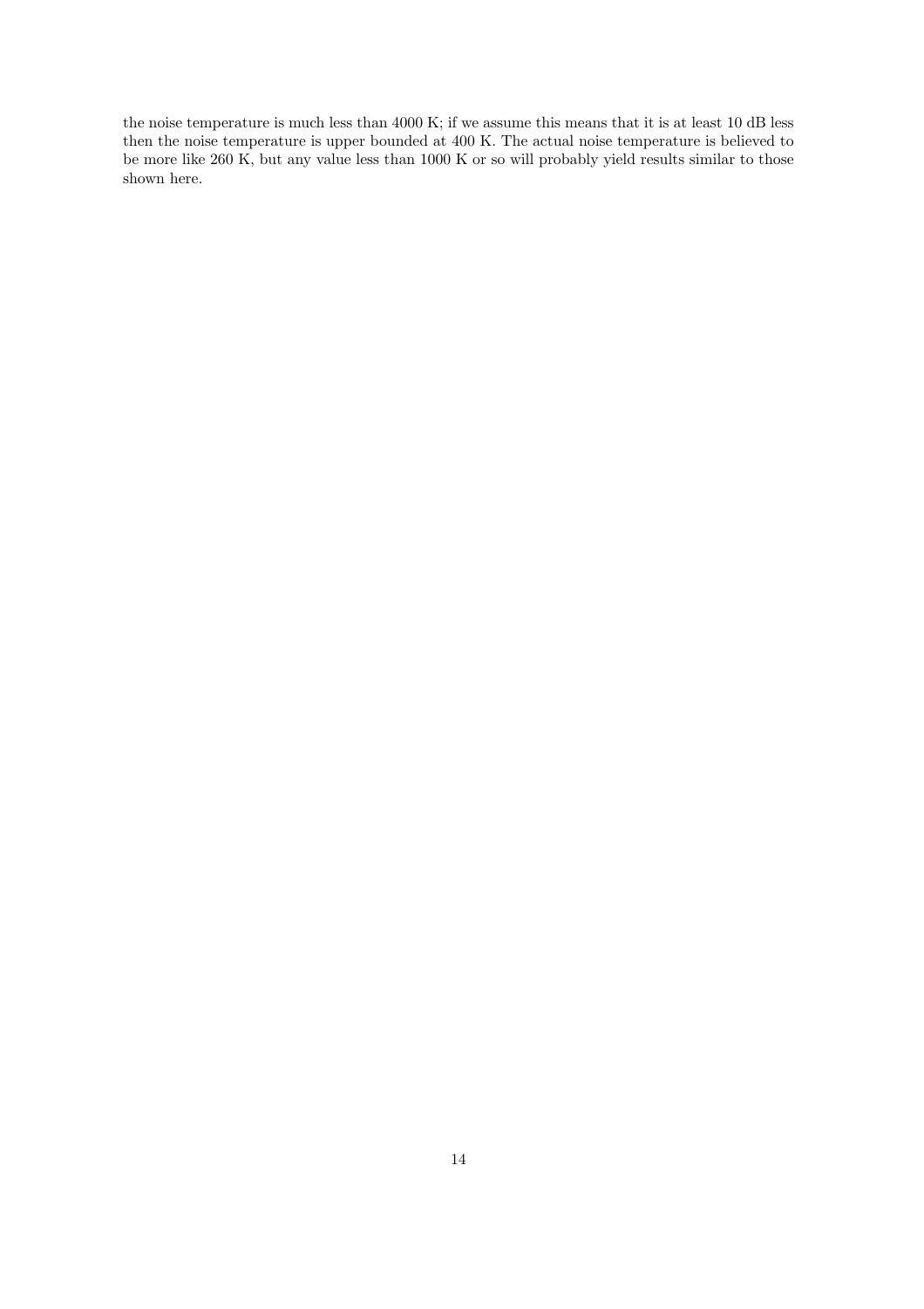the noise temperature is much less than 4000 K; if we assume this means that it is at least 10 dB less then the noise temperature is upper bounded at 400 K. The actual noise temperature is believed to be more like 260 K, but any value less than 1000 K or so will probably yield results similar to those shown here.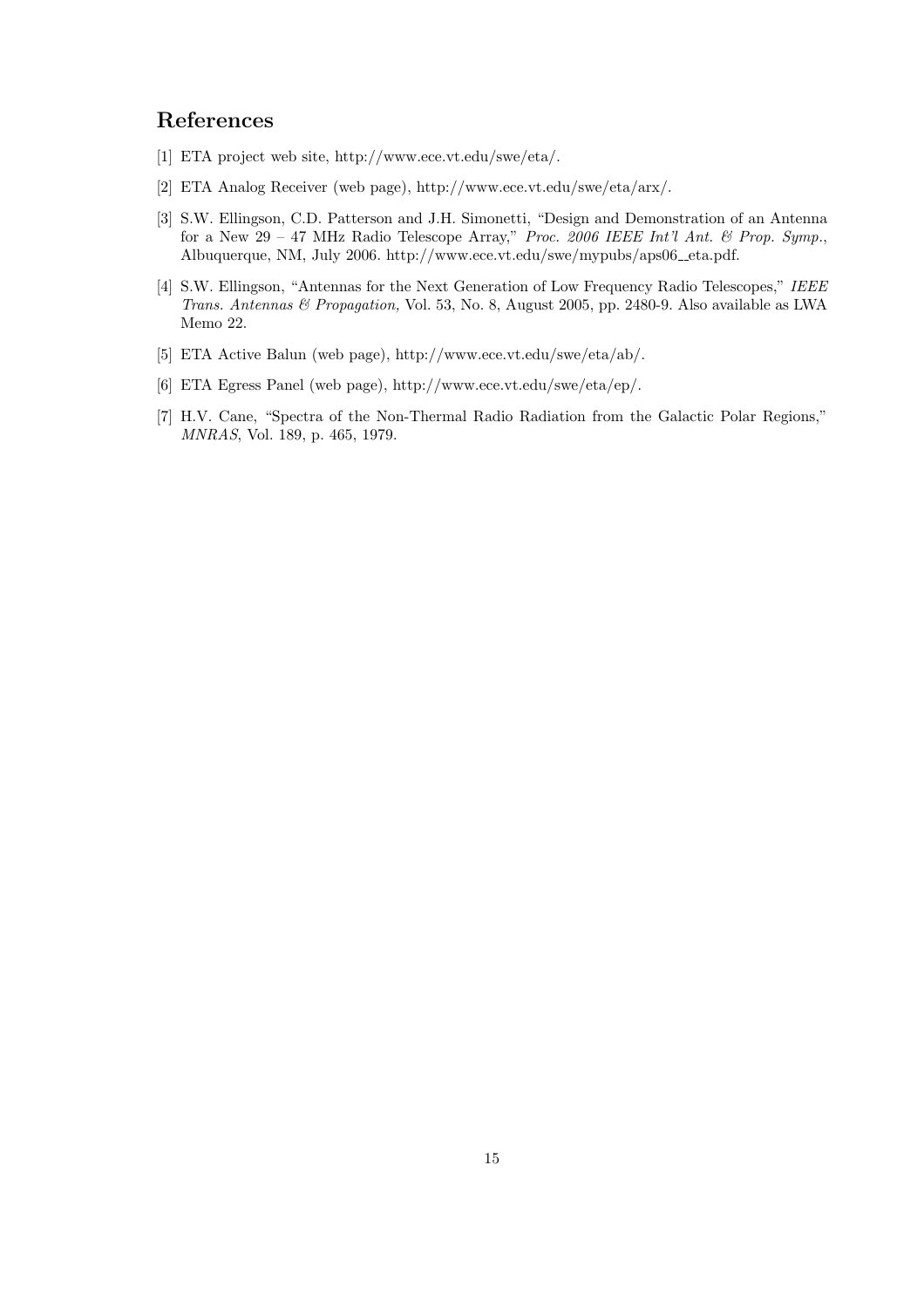# References

[1] ETA project web site, http://www.ece.vt.edu/swe/eta/.

[2] ETA Analog Receiver (web page), http://www.ece.vt.edu/swe/eta/arx/.

[3] S.W. Ellingson, C.D. Patterson and J.H. Simonetti, "Design and Demonstration of an Antenna for a New 29 – 47 MHz Radio Telescope Array," *Proc. 2006 IEEE Int'l Ant. & Prop. Symp.*, Albuquerque, NM, July 2006. http://www.ece.vt.edu/swe/mypubs/aps06_eta.pdf.

[4] S.W. Ellingson, "Antennas for the Next Generation of Low Frequency Radio Telescopes," *IEEE Trans. Antennas & Propagation,* Vol. 53, No. 8, August 2005, pp. 2480-9. Also available as LWA Memo 22.

[5] ETA Active Balun (web page), http://www.ece.vt.edu/swe/eta/ab/.

[6] ETA Egress Panel (web page), http://www.ece.vt.edu/swe/eta/ep/.

[7] H.V. Cane, "Spectra of the Non-Thermal Radio Radiation from the Galactic Polar Regions," *MNRAS*, Vol. 189, p. 465, 1979.